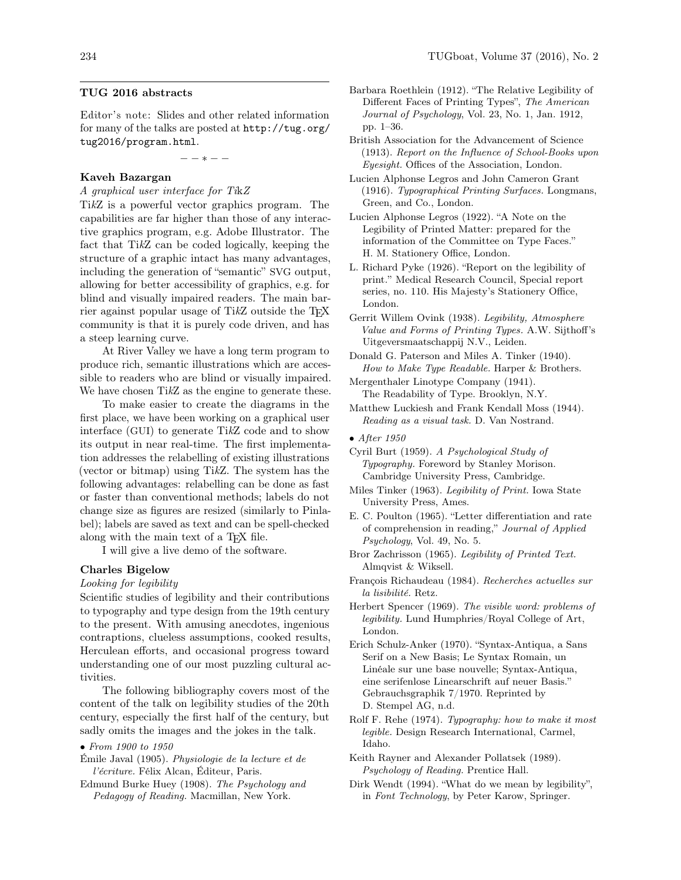## TUG 2016 abstracts

Editor's note: Slides and other related information for many of the talks are posted at http://tug.org/tug2016/program.html.

— — ∗ — —

### Kaveh Bazargan

*A graphical user interface for TikZ*

TikZ is a powerful vector graphics program. The capabilities are far higher than those of any interactive graphics program, e.g. Adobe Illustrator. The fact that TikZ can be coded logically, keeping the structure of a graphic intact has many advantages, including the generation of "semantic" SVG output, allowing for better accessibility of graphics, e.g. for blind and visually impaired readers. The main barrier against popular usage of TikZ outside the TEX community is that it is purely code driven, and has a steep learning curve.

At River Valley we have a long term program to produce rich, semantic illustrations which are accessible to readers who are blind or visually impaired. We have chosen TikZ as the engine to generate these.

To make easier to create the diagrams in the first place, we have been working on a graphical user interface (GUI) to generate TikZ code and to show its output in near real-time. The first implementation addresses the relabelling of existing illustrations (vector or bitmap) using TikZ. The system has the following advantages: relabelling can be done as fast or faster than conventional methods; labels do not change size as figures are resized (similarly to Pinlabel); labels are saved as text and can be spell-checked along with the main text of a TEX file.

I will give a live demo of the software.

### Charles Bigelow

*Looking for legibility*

Scientific studies of legibility and their contributions to typography and type design from the 19th century to the present. With amusing anecdotes, ingenious contraptions, clueless assumptions, cooked results, Herculean efforts, and occasional progress toward understanding one of our most puzzling cultural activities.

The following bibliography covers most of the content of the talk on legibility studies of the 20th century, especially the first half of the century, but sadly omits the images and the jokes in the talk.

- *From 1900 to 1950*

Émile Javal (1905). *Physiologie de la lecture et de l'écriture.* Félix Alcan, Éditeur, Paris.

Edmund Burke Huey (1908). *The Psychology and Pedagogy of Reading.* Macmillan, New York.

Barbara Roethlein (1912). "The Relative Legibility of Different Faces of Printing Types", *The American Journal of Psychology*, Vol. 23, No. 1, Jan. 1912, pp. 1–36.

British Association for the Advancement of Science (1913). *Report on the Influence of School-Books upon Eyesight.* Offices of the Association, London.

Lucien Alphonse Legros and John Cameron Grant (1916). *Typographical Printing Surfaces.* Longmans, Green, and Co., London.

Lucien Alphonse Legros (1922). "A Note on the Legibility of Printed Matter: prepared for the information of the Committee on Type Faces." H. M. Stationery Office, London.

L. Richard Pyke (1926). "Report on the legibility of print." Medical Research Council, Special report series, no. 110. His Majesty's Stationery Office, London.

Gerrit Willem Ovink (1938). *Legibility, Atmosphere Value and Forms of Printing Types.* A.W. Sijthoff's Uitgeversmaatschappij N.V., Leiden.

Donald G. Paterson and Miles A. Tinker (1940). *How to Make Type Readable.* Harper & Brothers.

Mergenthaler Linotype Company (1941). The Readability of Type. Brooklyn, N.Y.

Matthew Luckiesh and Frank Kendall Moss (1944). *Reading as a visual task.* D. Van Nostrand.

- *After 1950*

Cyril Burt (1959). *A Psychological Study of Typography.* Foreword by Stanley Morison. Cambridge University Press, Cambridge.

Miles Tinker (1963). *Legibility of Print.* Iowa State University Press, Ames.

E. C. Poulton (1965). "Letter differentiation and rate of comprehension in reading," *Journal of Applied Psychology*, Vol. 49, No. 5.

Bror Zachrisson (1965). *Legibility of Printed Text.* Almqvist & Wiksell.

François Richaudeau (1984). *Recherches actuelles sur la lisibilité.* Retz.

Herbert Spencer (1969). *The visible word: problems of legibility.* Lund Humphries/Royal College of Art, London.

Erich Schulz-Anker (1970). "Syntax-Antiqua, a Sans Serif on a New Basis; Le Syntax Romain, un Linéale sur une base nouvelle; Syntax-Antiqua, eine serifenlose Linearschrift auf neuer Basis." Gebrauchsgraphik 7/1970. Reprinted by D. Stempel AG, n.d.

Rolf F. Rehe (1974). *Typography: how to make it most legible.* Design Research International, Carmel, Idaho.

Keith Rayner and Alexander Pollatsek (1989). *Psychology of Reading.* Prentice Hall.

Dirk Wendt (1994). "What do we mean by legibility", in *Font Technology*, by Peter Karow, Springer.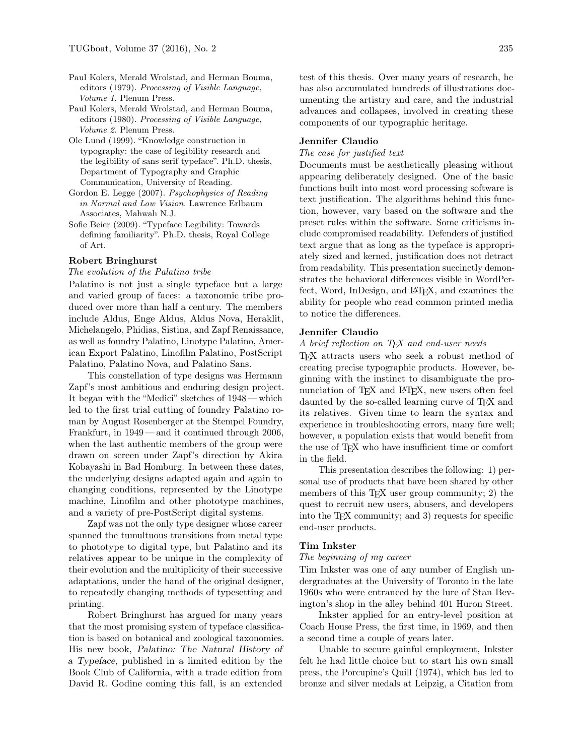Paul Kolers, Merald Wrolstad, and Herman Bouma, editors (1979). *Processing of Visible Language, Volume 1.* Plenum Press.

Paul Kolers, Merald Wrolstad, and Herman Bouma, editors (1980). *Processing of Visible Language, Volume 2.* Plenum Press.

Ole Lund (1999). "Knowledge construction in typography: the case of legibility research and the legibility of sans serif typeface". Ph.D. thesis, Department of Typography and Graphic Communication, University of Reading.

Gordon E. Legge (2007). *Psychophysics of Reading in Normal and Low Vision.* Lawrence Erlbaum Associates, Mahwah N.J.

Sofie Beier (2009). "Typeface Legibility: Towards defining familiarity". Ph.D. thesis, Royal College of Art.

**Robert Bringhurst**

*The evolution of the Palatino tribe*

Palatino is not just a single typeface but a large and varied group of faces: a taxonomic tribe produced over more than half a century. The members include Aldus, Enge Aldus, Aldus Nova, Heraklit, Michelangelo, Phidias, Sistina, and Zapf Renaissance, as well as foundry Palatino, Linotype Palatino, American Export Palatino, Linofilm Palatino, PostScript Palatino, Palatino Nova, and Palatino Sans.

This constellation of type designs was Hermann Zapf's most ambitious and enduring design project. It began with the "Medici" sketches of 1948 — which led to the first trial cutting of foundry Palatino roman by August Rosenberger at the Stempel Foundry, Frankfurt, in 1949 — and it continued through 2006, when the last authentic members of the group were drawn on screen under Zapf's direction by Akira Kobayashi in Bad Homburg. In between these dates, the underlying designs adapted again and again to changing conditions, represented by the Linotype machine, Linofilm and other phototype machines, and a variety of pre-PostScript digital systems.

Zapf was not the only type designer whose career spanned the tumultuous transitions from metal type to phototype to digital type, but Palatino and its relatives appear to be unique in the complexity of their evolution and the multiplicity of their successive adaptations, under the hand of the original designer, to repeatedly changing methods of typesetting and printing.

Robert Bringhurst has argued for many years that the most promising system of typeface classification is based on botanical and zoological taxonomies. His new book, *Palatino: The Natural History of a Typeface*, published in a limited edition by the Book Club of California, with a trade edition from David R. Godine coming this fall, is an extended test of this thesis. Over many years of research, he has also accumulated hundreds of illustrations documenting the artistry and care, and the industrial advances and collapses, involved in creating these components of our typographic heritage.

**Jennifer Claudio**

*The case for justified text*

Documents must be aesthetically pleasing without appearing deliberately designed. One of the basic functions built into most word processing software is text justification. The algorithms behind this function, however, vary based on the software and the preset rules within the software. Some criticisms include compromised readability. Defenders of justified text argue that as long as the typeface is appropriately sized and kerned, justification does not detract from readability. This presentation succinctly demonstrates the behavioral differences visible in WordPerfect, Word, InDesign, and LaTeX, and examines the ability for people who read common printed media to notice the differences.

**Jennifer Claudio**

*A brief reflection on TeX and end-user needs*

TeX attracts users who seek a robust method of creating precise typographic products. However, beginning with the instinct to disambiguate the pronunciation of TeX and LaTeX, new users often feel daunted by the so-called learning curve of TeX and its relatives. Given time to learn the syntax and experience in troubleshooting errors, many fare well; however, a population exists that would benefit from the use of TeX who have insufficient time or comfort in the field.

This presentation describes the following: 1) personal use of products that have been shared by other members of this TeX user group community; 2) the quest to recruit new users, abusers, and developers into the TeX community; and 3) requests for specific end-user products.

**Tim Inkster**

*The beginning of my career*

Tim Inkster was one of any number of English undergraduates at the University of Toronto in the late 1960s who were entranced by the lure of Stan Bevington's shop in the alley behind 401 Huron Street.

Inkster applied for an entry-level position at Coach House Press, the first time, in 1969, and then a second time a couple of years later.

Unable to secure gainful employment, Inkster felt he had little choice but to start his own small press, the Porcupine's Quill (1974), which has led to bronze and silver medals at Leipzig, a Citation from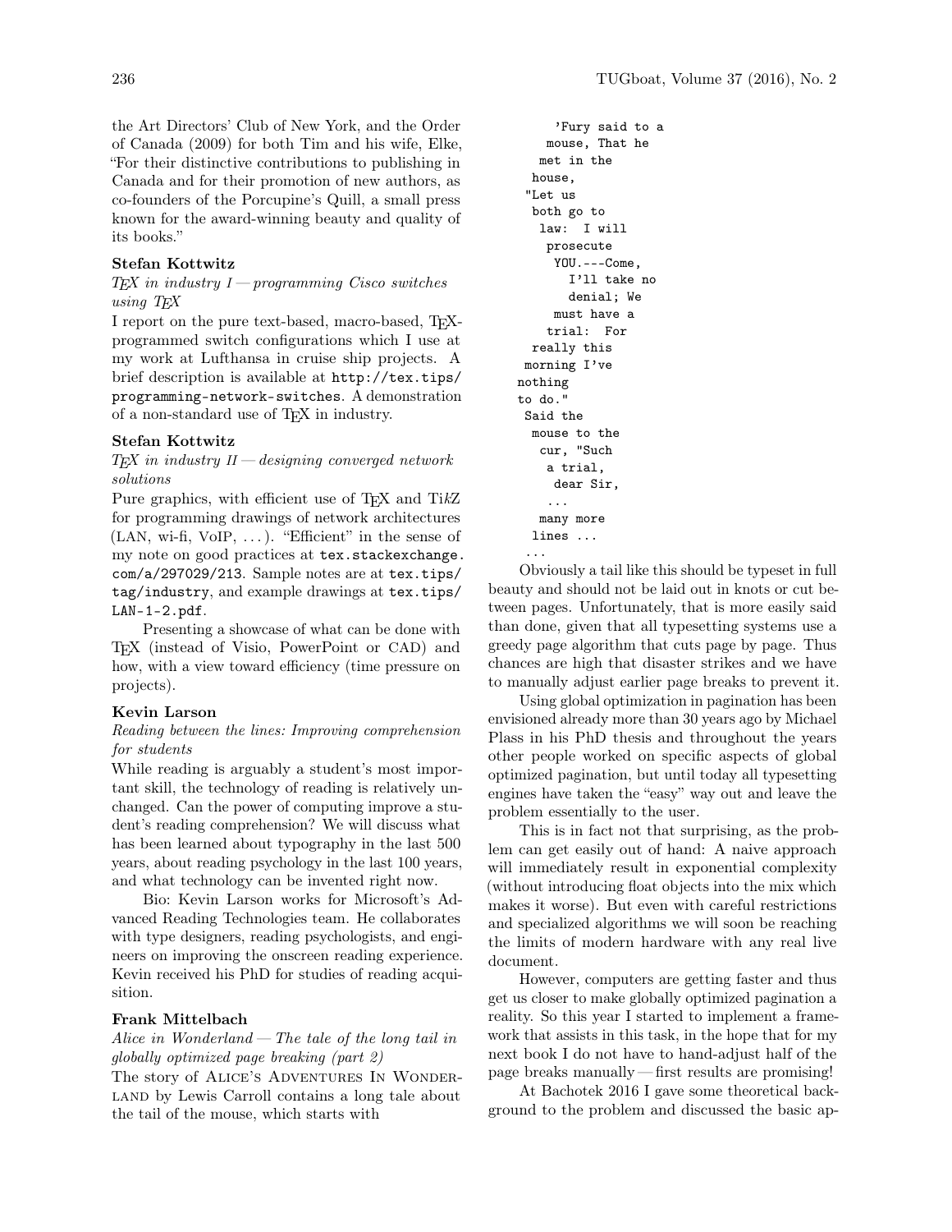the Art Directors' Club of New York, and the Order of Canada (2009) for both Tim and his wife, Elke, "For their distinctive contributions to publishing in Canada and for their promotion of new authors, as co-founders of the Porcupine's Quill, a small press known for the award-winning beauty and quality of its books."

**Stefan Kottwitz**

*TEX in industry I — programming Cisco switches using TEX*

I report on the pure text-based, macro-based, TEX-programmed switch configurations which I use at my work at Lufthansa in cruise ship projects. A brief description is available at `http://tex.tips/programming-network-switches`. A demonstration of a non-standard use of TEX in industry.

**Stefan Kottwitz**

*TEX in industry II — designing converged network solutions*

Pure graphics, with efficient use of TEX and TikZ for programming drawings of network architectures (LAN, wi-fi, VoIP, ...). "Efficient" in the sense of my note on good practices at `tex.stackexchange.com/a/297029/213`. Sample notes are at `tex.tips/tag/industry`, and example drawings at `tex.tips/LAN-1-2.pdf`.

Presenting a showcase of what can be done with TEX (instead of Visio, PowerPoint or CAD) and how, with a view toward efficiency (time pressure on projects).

**Kevin Larson**

*Reading between the lines: Improving comprehension for students*

While reading is arguably a student's most important skill, the technology of reading is relatively unchanged. Can the power of computing improve a student's reading comprehension? We will discuss what has been learned about typography in the last 500 years, about reading psychology in the last 100 years, and what technology can be invented right now.

Bio: Kevin Larson works for Microsoft's Advanced Reading Technologies team. He collaborates with type designers, reading psychologists, and engineers on improving the onscreen reading experience. Kevin received his PhD for studies of reading acquisition.

**Frank Mittelbach**

*Alice in Wonderland — The tale of the long tail in globally optimized page breaking (part 2)*

The story of ALICE'S ADVENTURES IN WONDERLAND by Lewis Carroll contains a long tale about the tail of the mouse, which starts with

```
      'Fury said to a
     mouse, That he
    met in the
   house,
  "Let us
   both go to
    law:  I will
     prosecute
      YOU.---Come,
        I'll take no
        denial; We
      must have a
     trial:  For
   really this
  morning I've
 nothing
 to do."
  Said the
   mouse to the
    cur, "Such
     a trial,
      dear Sir,
     ...
    many more
   lines ...
  ...
```

Obviously a tail like this should be typeset in full beauty and should not be laid out in knots or cut between pages. Unfortunately, that is more easily said than done, given that all typesetting systems use a greedy page algorithm that cuts page by page. Thus chances are high that disaster strikes and we have to manually adjust earlier page breaks to prevent it.

Using global optimization in pagination has been envisioned already more than 30 years ago by Michael Plass in his PhD thesis and throughout the years other people worked on specific aspects of global optimized pagination, but until today all typesetting engines have taken the "easy" way out and leave the problem essentially to the user.

This is in fact not that surprising, as the problem can get easily out of hand: A naive approach will immediately result in exponential complexity (without introducing float objects into the mix which makes it worse). But even with careful restrictions and specialized algorithms we will soon be reaching the limits of modern hardware with any real live document.

However, computers are getting faster and thus get us closer to make globally optimized pagination a reality. So this year I started to implement a framework that assists in this task, in the hope that for my next book I do not have to hand-adjust half of the page breaks manually — first results are promising!

At Bachotek 2016 I gave some theoretical background to the problem and discussed the basic ap-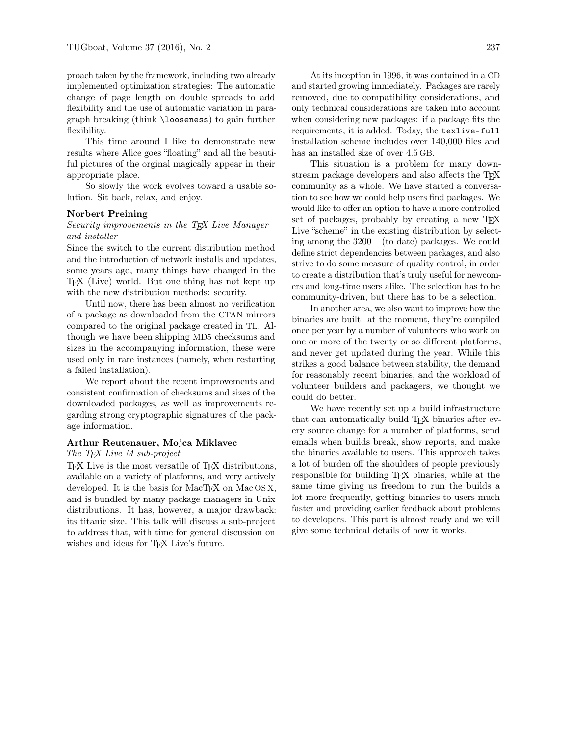proach taken by the framework, including two already implemented optimization strategies: The automatic change of page length on double spreads to add flexibility and the use of automatic variation in paragraph breaking (think `\looseness`) to gain further flexibility.

This time around I like to demonstrate new results where Alice goes "floating" and all the beautiful pictures of the orginal magically appear in their appropriate place.

So slowly the work evolves toward a usable solution. Sit back, relax, and enjoy.

**Norbert Preining**

*Security improvements in the TEX Live Manager and installer*

Since the switch to the current distribution method and the introduction of network installs and updates, some years ago, many things have changed in the TEX (Live) world. But one thing has not kept up with the new distribution methods: security.

Until now, there has been almost no verification of a package as downloaded from the CTAN mirrors compared to the original package created in TL. Although we have been shipping MD5 checksums and sizes in the accompanying information, these were used only in rare instances (namely, when restarting a failed installation).

We report about the recent improvements and consistent confirmation of checksums and sizes of the downloaded packages, as well as improvements regarding strong cryptographic signatures of the package information.

**Arthur Reutenauer, Mojca Miklavec**

*The TEX Live M sub-project*

TEX Live is the most versatile of TEX distributions, available on a variety of platforms, and very actively developed. It is the basis for MacTEX on Mac OS X, and is bundled by many package managers in Unix distributions. It has, however, a major drawback: its titanic size. This talk will discuss a sub-project to address that, with time for general discussion on wishes and ideas for TEX Live's future.

At its inception in 1996, it was contained in a CD and started growing immediately. Packages are rarely removed, due to compatibility considerations, and only technical considerations are taken into account when considering new packages: if a package fits the requirements, it is added. Today, the `texlive-full` installation scheme includes over 140,000 files and has an installed size of over 4.5 GB.

This situation is a problem for many downstream package developers and also affects the TEX community as a whole. We have started a conversation to see how we could help users find packages. We would like to offer an option to have a more controlled set of packages, probably by creating a new TEX Live "scheme" in the existing distribution by selecting among the 3200+ (to date) packages. We could define strict dependencies between packages, and also strive to do some measure of quality control, in order to create a distribution that's truly useful for newcomers and long-time users alike. The selection has to be community-driven, but there has to be a selection.

In another area, we also want to improve how the binaries are built: at the moment, they're compiled once per year by a number of volunteers who work on one or more of the twenty or so different platforms, and never get updated during the year. While this strikes a good balance between stability, the demand for reasonably recent binaries, and the workload of volunteer builders and packagers, we thought we could do better.

We have recently set up a build infrastructure that can automatically build TEX binaries after every source change for a number of platforms, send emails when builds break, show reports, and make the binaries available to users. This approach takes a lot of burden off the shoulders of people previously responsible for building TEX binaries, while at the same time giving us freedom to run the builds a lot more frequently, getting binaries to users much faster and providing earlier feedback about problems to developers. This part is almost ready and we will give some technical details of how it works.